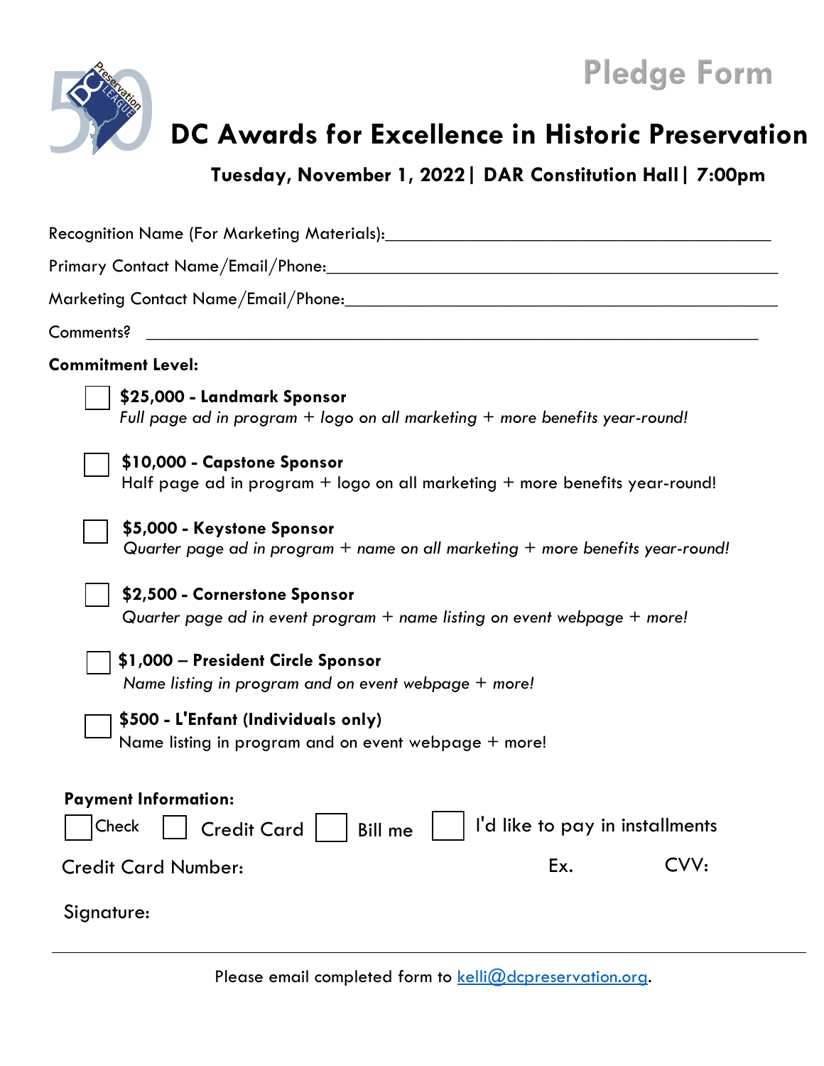# Pledge Form

## DC Awards for Excellence in Historic Preservation

**Tuesday, November 1, 2022 | DAR Constitution Hall | 7:00pm**

Recognition Name (For Marketing Materials):\_\_\_\_\_\_\_\_\_\_\_\_\_\_\_\_\_\_\_\_\_\_\_\_\_\_\_\_\_\_\_\_\_\_\_\_\_\_\_\_

Primary Contact Name/Email/Phone:\_\_\_\_\_\_\_\_\_\_\_\_\_\_\_\_\_\_\_\_\_\_\_\_\_\_\_\_\_\_\_\_\_\_\_\_\_\_\_\_\_\_\_\_

Marketing Contact Name/Email/Phone:\_\_\_\_\_\_\_\_\_\_\_\_\_\_\_\_\_\_\_\_\_\_\_\_\_\_\_\_\_\_\_\_\_\_\_\_\_\_\_\_\_\_

Comments? \_\_\_\_\_\_\_\_\_\_\_\_\_\_\_\_\_\_\_\_\_\_\_\_\_\_\_\_\_\_\_\_\_\_\_\_\_\_\_\_\_\_\_\_\_\_\_\_\_\_\_\_\_\_\_\_

**Commitment Level:**

- ☐ **$25,000 - Landmark Sponsor**
  *Full page ad in program + logo on all marketing + more benefits year-round!*

- ☐ **$10,000 - Capstone Sponsor**
  Half page ad in program + logo on all marketing + more benefits year-round!

- ☐ **$5,000 - Keystone Sponsor**
  *Quarter page ad in program + name on all marketing + more benefits year-round!*

- ☐ **$2,500 - Cornerstone Sponsor**
  *Quarter page ad in event program + name listing on event webpage + more!*

- ☐ **$1,000 – President Circle Sponsor**
  *Name listing in program and on event webpage + more!*

- ☐ **$500 - L'Enfant (Individuals only)**
  Name listing in program and on event webpage + more!

**Payment Information:**

☐ Check ☐ Credit Card ☐ Bill me ☐ I'd like to pay in installments

Credit Card Number: Ex. CVV:

Signature:

---

Please email completed form to kelli@dcpreservation.org.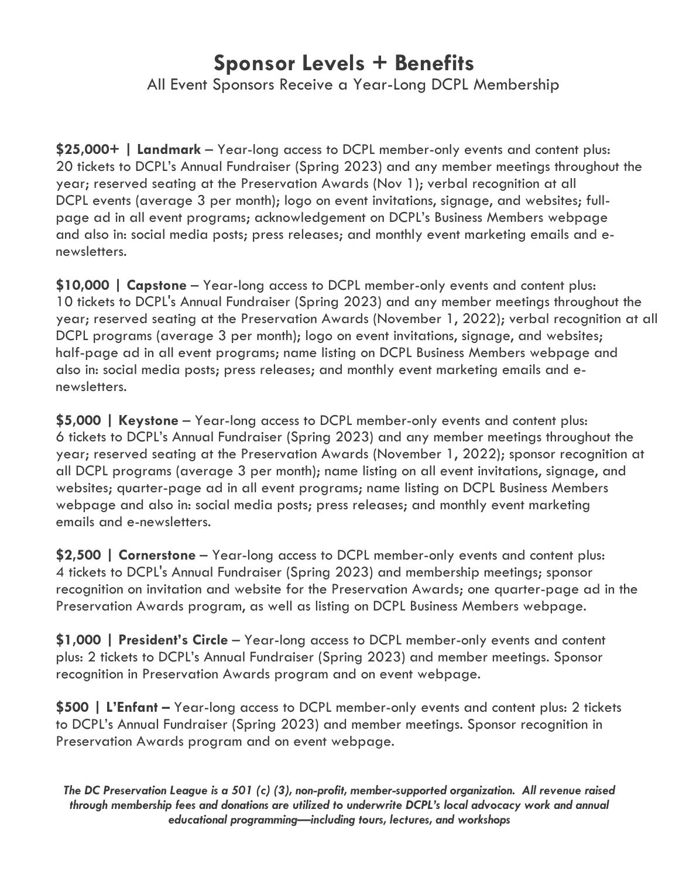# Sponsor Levels + Benefits

All Event Sponsors Receive a Year-Long DCPL Membership

**$25,000+ | Landmark** – Year-long access to DCPL member-only events and content plus: 20 tickets to DCPL's Annual Fundraiser (Spring 2023) and any member meetings throughout the year; reserved seating at the Preservation Awards (Nov 1); verbal recognition at all DCPL events (average 3 per month); logo on event invitations, signage, and websites; full-page ad in all event programs; acknowledgement on DCPL's Business Members webpage and also in: social media posts; press releases; and monthly event marketing emails and e-newsletters.

**$10,000 | Capstone** – Year-long access to DCPL member-only events and content plus: 10 tickets to DCPL's Annual Fundraiser (Spring 2023) and any member meetings throughout the year; reserved seating at the Preservation Awards (November 1, 2022); verbal recognition at all DCPL programs (average 3 per month); logo on event invitations, signage, and websites; half-page ad in all event programs; name listing on DCPL Business Members webpage and also in: social media posts; press releases; and monthly event marketing emails and e-newsletters.

**$5,000 | Keystone** – Year-long access to DCPL member-only events and content plus: 6 tickets to DCPL's Annual Fundraiser (Spring 2023) and any member meetings throughout the year; reserved seating at the Preservation Awards (November 1, 2022); sponsor recognition at all DCPL programs (average 3 per month); name listing on all event invitations, signage, and websites; quarter-page ad in all event programs; name listing on DCPL Business Members webpage and also in: social media posts; press releases; and monthly event marketing emails and e-newsletters.

**$2,500 | Cornerstone** – Year-long access to DCPL member-only events and content plus: 4 tickets to DCPL's Annual Fundraiser (Spring 2023) and membership meetings; sponsor recognition on invitation and website for the Preservation Awards; one quarter-page ad in the Preservation Awards program, as well as listing on DCPL Business Members webpage.

**$1,000 | President's Circle** – Year-long access to DCPL member-only events and content plus: 2 tickets to DCPL's Annual Fundraiser (Spring 2023) and member meetings. Sponsor recognition in Preservation Awards program and on event webpage.

**$500 | L'Enfant –** Year-long access to DCPL member-only events and content plus: 2 tickets to DCPL's Annual Fundraiser (Spring 2023) and member meetings. Sponsor recognition in Preservation Awards program and on event webpage.

***The DC Preservation League is a 501 (c) (3), non-profit, member-supported organization. All revenue raised through membership fees and donations are utilized to underwrite DCPL's local advocacy work and annual educational programming—including tours, lectures, and workshops***